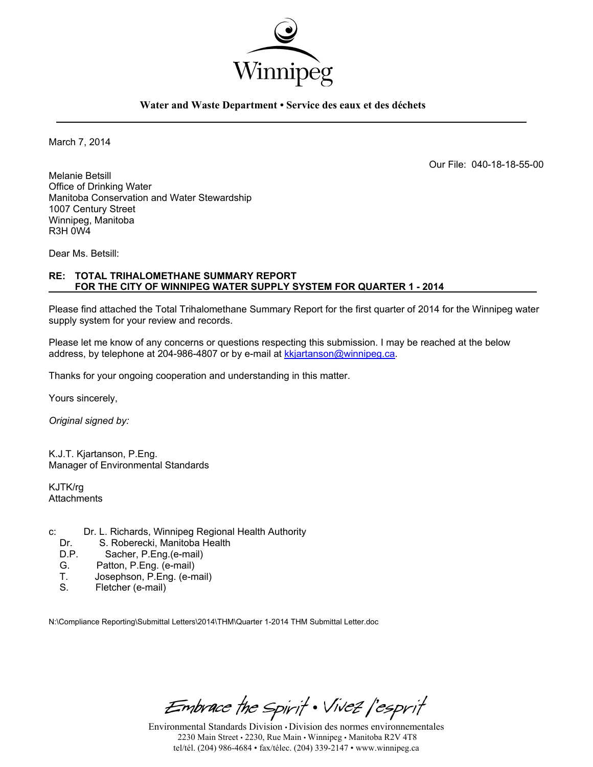Winnipeg

**Water and Waste Department • Service des eaux et des déchets**

March 7, 2014

Our File: 040-18-18-55-00

Melanie Betsill
Office of Drinking Water
Manitoba Conservation and Water Stewardship
1007 Century Street
Winnipeg, Manitoba
R3H 0W4

Dear Ms. Betsill:

**RE: TOTAL TRIHALOMETHANE SUMMARY REPORT FOR THE CITY OF WINNIPEG WATER SUPPLY SYSTEM FOR QUARTER 1 - 2014**

Please find attached the Total Trihalomethane Summary Report for the first quarter of 2014 for the Winnipeg water supply system for your review and records.

Please let me know of any concerns or questions respecting this submission. I may be reached at the below address, by telephone at 204-986-4807 or by e-mail at kkjartanson@winnipeg.ca.

Thanks for your ongoing cooperation and understanding in this matter.

Yours sincerely,

*Original signed by:*

K.J.T. Kjartanson, P.Eng.
Manager of Environmental Standards

KJTK/rg
Attachments

c: Dr. L. Richards, Winnipeg Regional Health Authority
Dr. S. Roberecki, Manitoba Health
D.P. Sacher, P.Eng.(e-mail)
G. Patton, P.Eng. (e-mail)
T. Josephson, P.Eng. (e-mail)
S. Fletcher (e-mail)

N:\Compliance Reporting\Submittal Letters\2014\THM\Quarter 1-2014 THM Submittal Letter.doc

*Embrace the Spirit • Vivez l'esprit*

Environmental Standards Division • Division des normes environnementales
2230 Main Street • 2230, Rue Main • Winnipeg • Manitoba R2V 4T8
tel/tél. (204) 986-4684 • fax/télec. (204) 339-2147 • www.winnipeg.ca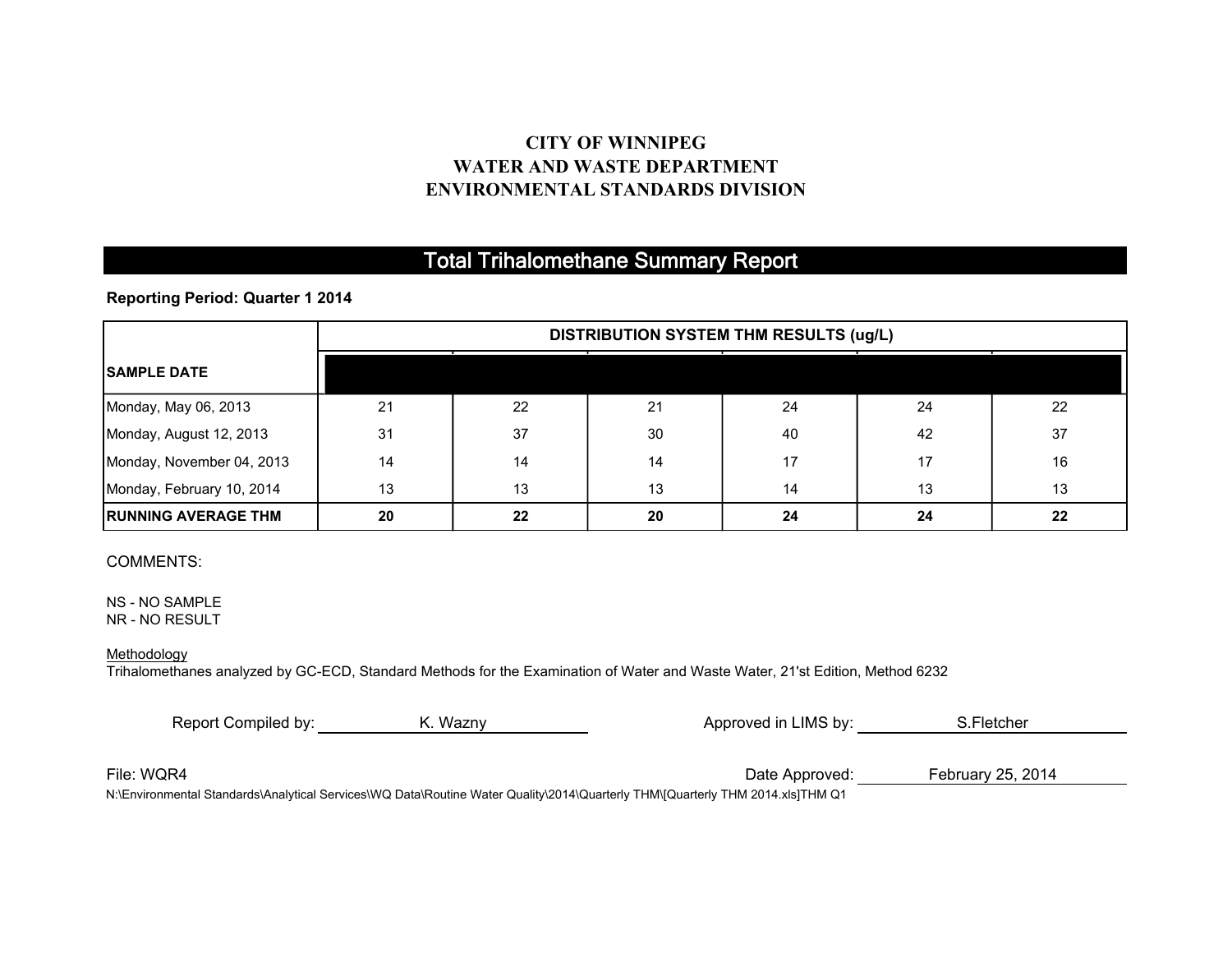**CITY OF WINNIPEG**
**WATER AND WASTE DEPARTMENT**
**ENVIRONMENTAL STANDARDS DIVISION**

# Total Trihalomethane Summary Report

**Reporting Period: Quarter 1 2014**

| | DISTRIBUTION SYSTEM THM RESULTS (ug/L) | | | | | |
|---|---|---|---|---|---|---|
| **SAMPLE DATE** | | | | | | |
| Monday, May 06, 2013 | 21 | 22 | 21 | 24 | 24 | 22 |
| Monday, August 12, 2013 | 31 | 37 | 30 | 40 | 42 | 37 |
| Monday, November 04, 2013 | 14 | 14 | 14 | 17 | 17 | 16 |
| Monday, February 10, 2014 | 13 | 13 | 13 | 14 | 13 | 13 |
| **RUNNING AVERAGE THM** | **20** | **22** | **20** | **24** | **24** | **22** |

COMMENTS:

NS - NO SAMPLE
NR - NO RESULT

Methodology
Trihalomethanes analyzed by GC-ECD, Standard Methods for the Examination of Water and Waste Water, 21'st Edition, Method 6232

Report Compiled by: K. Wazny

Approved in LIMS by: S.Fletcher

File: WQR4

Date Approved: February 25, 2014

N:\Environmental Standards\Analytical Services\WQ Data\Routine Water Quality\2014\Quarterly THM\[Quarterly THM 2014.xls]THM Q1